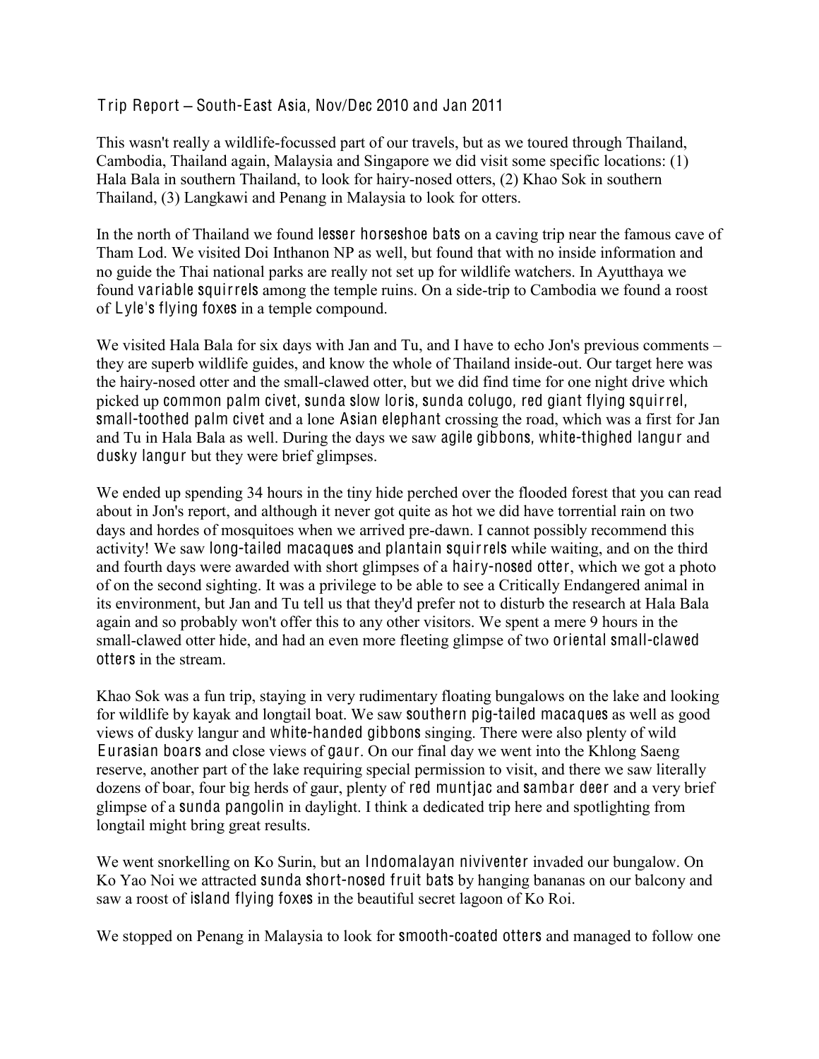## Trip Report – South-East Asia, Nov/Dec 2010 and Jan 2011

This wasn't really a wildlife-focussed part of our travels, but as we toured through Thailand, Cambodia, Thailand again, Malaysia and Singapore we did visit some specific locations: (1) Hala Bala in southern Thailand, to look for hairy-nosed otters, (2) Khao Sok in southern Thailand, (3) Langkawi and Penang in Malaysia to look for otters.

In the north of Thailand we found **lesser horseshoe bats** on a caving trip near the famous cave of Tham Lod. We visited Doi Inthanon NP as well, but found that with no inside information and no guide the Thai national parks are really not set up for wildlife watchers. In Ayutthaya we found **variable squirrels** among the temple ruins. On a side-trip to Cambodia we found a roost of **Lyle's flying foxes** in a temple compound.

We visited Hala Bala for six days with Jan and Tu, and I have to echo Jon's previous comments – they are superb wildlife guides, and know the whole of Thailand inside-out. Our target here was the hairy-nosed otter and the small-clawed otter, but we did find time for one night drive which picked up **common palm civet**, **sunda slow loris**, **sunda colugo**, **red giant flying squirrel**, **small-toothed palm civet** and a lone **Asian elephant** crossing the road, which was a first for Jan and Tu in Hala Bala as well. During the days we saw **agile gibbons**, **white-thighed langur** and **dusky langur** but they were brief glimpses.

We ended up spending 34 hours in the tiny hide perched over the flooded forest that you can read about in Jon's report, and although it never got quite as hot we did have torrential rain on two days and hordes of mosquitoes when we arrived pre-dawn. I cannot possibly recommend this activity! We saw **long-tailed macaques** and **plantain squirrels** while waiting, and on the third and fourth days were awarded with short glimpses of a **hairy-nosed otter**, which we got a photo of on the second sighting. It was a privilege to be able to see a Critically Endangered animal in its environment, but Jan and Tu tell us that they'd prefer not to disturb the research at Hala Bala again and so probably won't offer this to any other visitors. We spent a mere 9 hours in the small-clawed otter hide, and had an even more fleeting glimpse of two **oriental small-clawed otters** in the stream.

Khao Sok was a fun trip, staying in very rudimentary floating bungalows on the lake and looking for wildlife by kayak and longtail boat. We saw **southern pig-tailed macaques** as well as good views of dusky langur and **white-handed gibbons** singing. There were also plenty of wild **Eurasian boars** and close views of **gaur**. On our final day we went into the Khlong Saeng reserve, another part of the lake requiring special permission to visit, and there we saw literally dozens of boar, four big herds of gaur, plenty of **red muntjac** and **sambar deer** and a very brief glimpse of a **sunda pangolin** in daylight. I think a dedicated trip here and spotlighting from longtail might bring great results.

We went snorkelling on Ko Surin, but an **Indomalayan niviventer** invaded our bungalow. On Ko Yao Noi we attracted **sunda short-nosed fruit bats** by hanging bananas on our balcony and saw a roost of **island flying foxes** in the beautiful secret lagoon of Ko Roi.

We stopped on Penang in Malaysia to look for **smooth-coated otters** and managed to follow one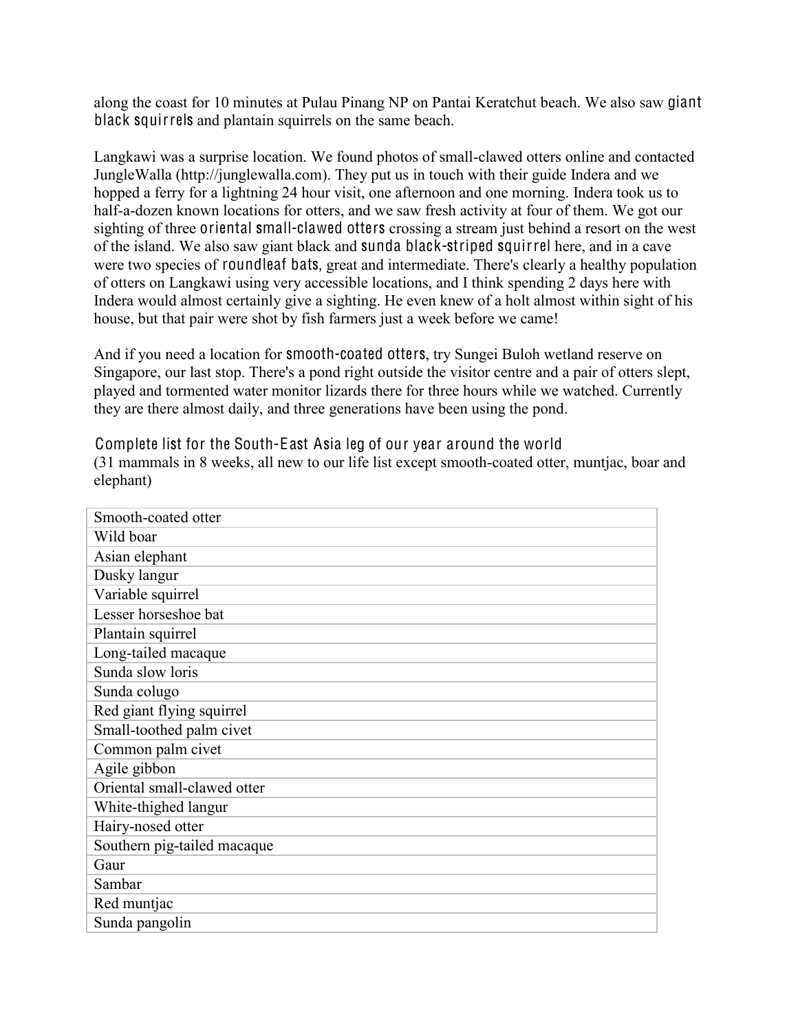along the coast for 10 minutes at Pulau Pinang NP on Pantai Keratchut beach. We also saw **giant black squirrels** and plantain squirrels on the same beach.

Langkawi was a surprise location. We found photos of small-clawed otters online and contacted JungleWalla (http://junglewalla.com). They put us in touch with their guide Indera and we hopped a ferry for a lightning 24 hour visit, one afternoon and one morning. Indera took us to half-a-dozen known locations for otters, and we saw fresh activity at four of them. We got our sighting of three **oriental small-clawed otters** crossing a stream just behind a resort on the west of the island. We also saw giant black and **sunda black-striped squirrel** here, and in a cave were two species of **roundleaf bats**, great and intermediate. There's clearly a healthy population of otters on Langkawi using very accessible locations, and I think spending 2 days here with Indera would almost certainly give a sighting. He even knew of a holt almost within sight of his house, but that pair were shot by fish farmers just a week before we came!

And if you need a location for **smooth-coated otters**, try Sungei Buloh wetland reserve on Singapore, our last stop. There's a pond right outside the visitor centre and a pair of otters slept, played and tormented water monitor lizards there for three hours while we watched. Currently they are there almost daily, and three generations have been using the pond.

### Complete list for the South-East Asia leg of our year around the world

(31 mammals in 8 weeks, all new to our life list except smooth-coated otter, muntjac, boar and elephant)

| Smooth-coated otter |
|---|
| Wild boar |
| Asian elephant |
| Dusky langur |
| Variable squirrel |
| Lesser horseshoe bat |
| Plantain squirrel |
| Long-tailed macaque |
| Sunda slow loris |
| Sunda colugo |
| Red giant flying squirrel |
| Small-toothed palm civet |
| Common palm civet |
| Agile gibbon |
| Oriental small-clawed otter |
| White-thighed langur |
| Hairy-nosed otter |
| Southern pig-tailed macaque |
| Gaur |
| Sambar |
| Red muntjac |
| Sunda pangolin |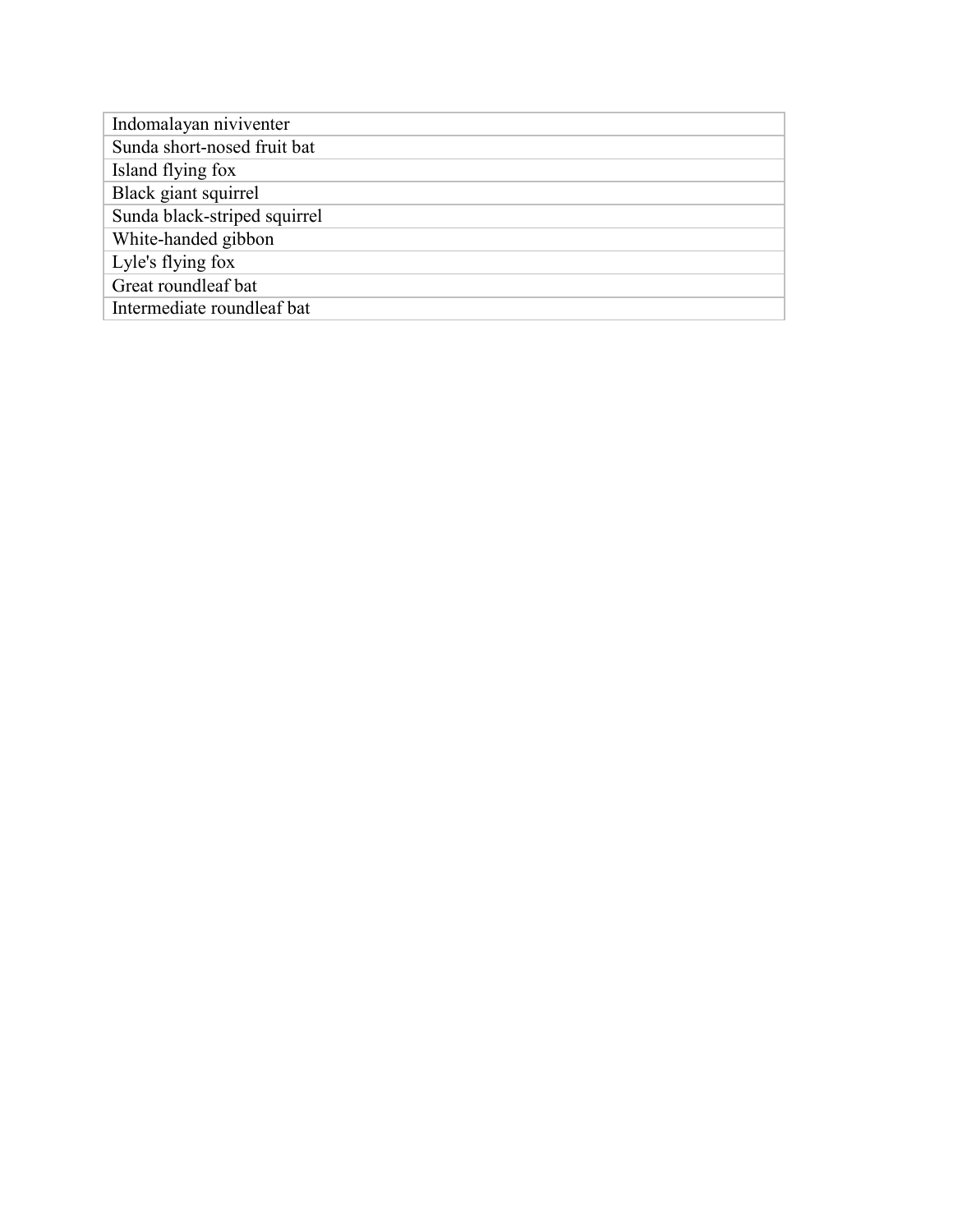| |
|---|
| Indomalayan niviventer |
| Sunda short-nosed fruit bat |
| Island flying fox |
| Black giant squirrel |
| Sunda black-striped squirrel |
| White-handed gibbon |
| Lyle's flying fox |
| Great roundleaf bat |
| Intermediate roundleaf bat |